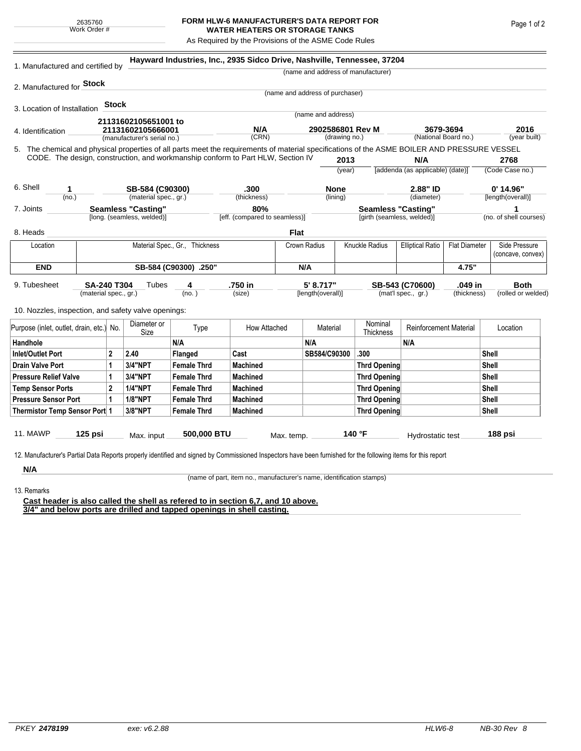2635760
Work Order #

# FORM HLW-6 MANUFACTURER'S DATA REPORT FOR WATER HEATERS OR STORAGE TANKS

As Required by the Provisions of the ASME Code Rules

1. Manufactured and certified by **Hayward Industries, Inc., 2935 Sidco Drive, Nashville, Tennessee, 37204**
(name and address of manufacturer)

2. Manufactured for **Stock**
(name and address of purchaser)

3. Location of Installation **Stock**
(name and address)

4. Identification **21131602105651001 to 21131602105666001** (manufacturer's serial no.) **N/A** (CRN) **2902586801 Rev M** (drawing no.) **3679-3694** (National Board no.) **2016** (year built)

5. The chemical and physical properties of all parts meet the requirements of material specifications of the ASME BOILER AND PRESSURE VESSEL CODE. The design, construction, and workmanship conform to Part HLW, Section IV **2013** (year) **N/A** [addenda (as applicable) (date)] **2768** (Code Case no.)

6. Shell **1** (no.) **SB-584 (C90300)** (material spec., gr.) **.300** (thickness) **None** (lining) **2.88" ID** (diameter) **0' 14.96"** [length(overall)]

7. Joints **Seamless "Casting"** [long. (seamless, welded)] **80%** [eff. (compared to seamless)] **Seamless "Casting"** [girth (seamless, welded)] **1** (no. of shell courses)

8. Heads **Flat**

| Location | Material Spec., Gr., Thickness | Crown Radius | Knuckle Radius | Elliptical Ratio | Flat Diameter | Side Pressure (concave, convex) |
|---|---|---|---|---|---|---|
| **END** | **SB-584 (C90300) .250"** | **N/A** | | | **4.75"** | |

9. Tubesheet **SA-240 T304** (material spec., gr.) Tubes **4** (no.) **.750 in** (size) **5' 8.717"** [length(overall)] **SB-543 (C70600)** (mat'l spec., gr.) **.049 in** (thickness) **Both** (rolled or welded)

10. Nozzles, inspection, and safety valve openings:

| Purpose (inlet, outlet, drain, etc.) | No. | Diameter or Size | Type | How Attached | Material | Nominal Thickness | Reinforcement Material | Location |
|---|---|---|---|---|---|---|---|---|
| **Handhole** | | | **N/A** | | **N/A** | | **N/A** | |
| **Inlet/Outlet Port** | **2** | **2.40** | **Flanged** | **Cast** | **SB584/C90300** | **.300** | | **Shell** |
| **Drain Valve Port** | **1** | **3/4"NPT** | **Female Thrd** | **Machined** | | **Thrd Opening** | | **Shell** |
| **Pressure Relief Valve** | **1** | **3/4"NPT** | **Female Thrd** | **Machined** | | **Thrd Opening** | | **Shell** |
| **Temp Sensor Ports** | **2** | **1/4"NPT** | **Female Thrd** | **Machined** | | **Thrd Opening** | | **Shell** |
| **Pressure Sensor Port** | **1** | **1/8"NPT** | **Female Thrd** | **Machined** | | **Thrd Opening** | | **Shell** |
| **Thermistor Temp Sensor Port** | **1** | **3/8"NPT** | **Female Thrd** | **Machined** | | **Thrd Opening** | | **Shell** |

11. MAWP **125 psi** Max. input **500,000 BTU** Max. temp. **140 °F** Hydrostatic test **188 psi**

12. Manufacturer's Partial Data Reports properly identified and signed by Commissioned Inspectors have been furnished for the following items for this report

**N/A**
(name of part, item no., manufacturer's name, identification stamps)

13. Remarks

**Cast header is also called the shell as refered to in section 6,7, and 10 above.**
**3/4" and below ports are drilled and tapped openings in shell casting.**

PKEY **2478199** exe: v6.2.88 HLW6-8 NB-30 Rev 8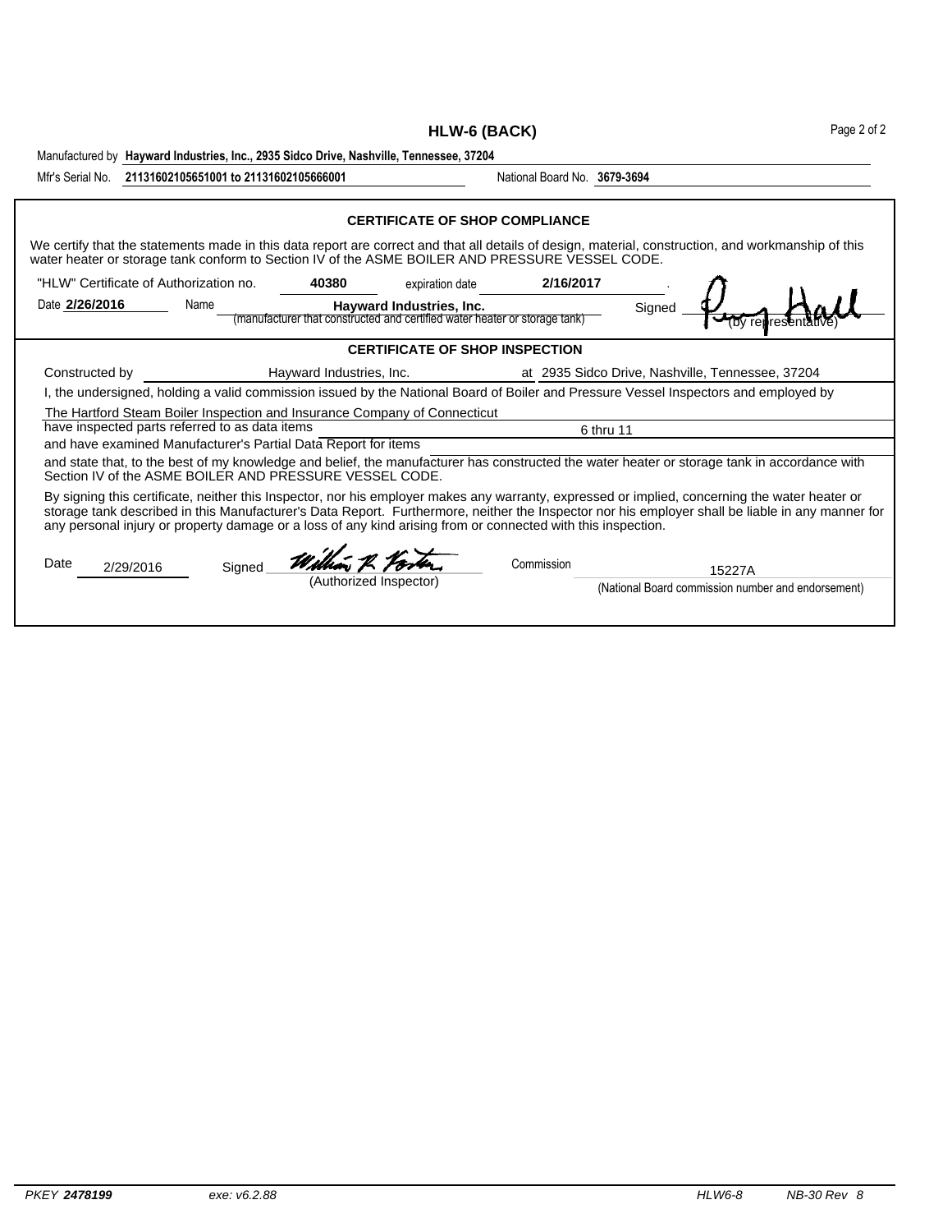# HLW-6 (BACK)

Manufactured by **Hayward Industries, Inc., 2935 Sidco Drive, Nashville, Tennessee, 37204**

Mfr's Serial No. **21131602105651001 to 21131602105666001** National Board No. **3679-3694**

## CERTIFICATE OF SHOP COMPLIANCE

We certify that the statements made in this data report are correct and that all details of design, material, construction, and workmanship of this water heater or storage tank conform to Section IV of the ASME BOILER AND PRESSURE VESSEL CODE.

"HLW" Certificate of Authorization no. **40380** expiration date **2/16/2017**.

Date **2/26/2016** Name **Hayward Industries, Inc.** Signed Perry Hall
(manufacturer that constructed and certified water heater or storage tank) (by representative)

## CERTIFICATE OF SHOP INSPECTION

Constructed by Hayward Industries, Inc. at 2935 Sidco Drive, Nashville, Tennessee, 37204

I, the undersigned, holding a valid commission issued by the National Board of Boiler and Pressure Vessel Inspectors and employed by The Hartford Steam Boiler Inspection and Insurance Company of Connecticut

have inspected parts referred to as data items 6 thru 11

and have examined Manufacturer's Partial Data Report for items

and state that, to the best of my knowledge and belief, the manufacturer has constructed the water heater or storage tank in accordance with Section IV of the ASME BOILER AND PRESSURE VESSEL CODE.

By signing this certificate, neither this Inspector, nor his employer makes any warranty, expressed or implied, concerning the water heater or storage tank described in this Manufacturer's Data Report. Furthermore, neither the Inspector nor his employer shall be liable in any manner for any personal injury or property damage or a loss of any kind arising from or connected with this inspection.

Date 2/29/2016 Signed William R. Foster Commission 15227A
(Authorized Inspector) (National Board commission number and endorsement)

PKEY **2478199** exe: v6.2.88 HLW6-8 NB-30 Rev 8